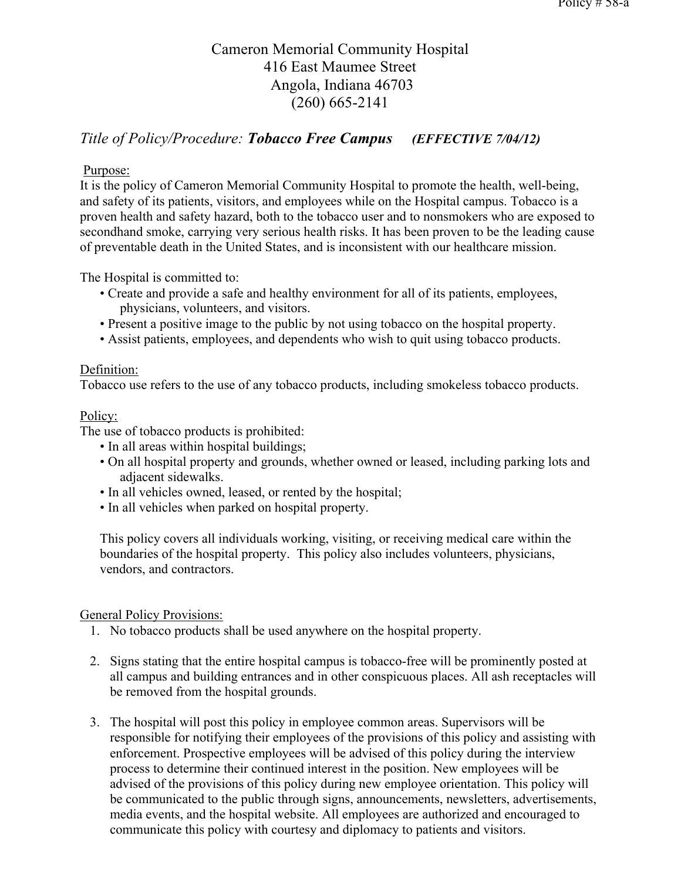Cameron Memorial Community Hospital
416 East Maumee Street
Angola, Indiana 46703
(260) 665-2141

*Title of Policy/Procedure:* ***Tobacco Free Campus*** ***(EFFECTIVE 7/04/12)***

Purpose:

It is the policy of Cameron Memorial Community Hospital to promote the health, well-being, and safety of its patients, visitors, and employees while on the Hospital campus. Tobacco is a proven health and safety hazard, both to the tobacco user and to nonsmokers who are exposed to secondhand smoke, carrying very serious health risks. It has been proven to be the leading cause of preventable death in the United States, and is inconsistent with our healthcare mission.

The Hospital is committed to:

- Create and provide a safe and healthy environment for all of its patients, employees, physicians, volunteers, and visitors.
- Present a positive image to the public by not using tobacco on the hospital property.
- Assist patients, employees, and dependents who wish to quit using tobacco products.

Definition:

Tobacco use refers to the use of any tobacco products, including smokeless tobacco products.

Policy:

The use of tobacco products is prohibited:

- In all areas within hospital buildings;
- On all hospital property and grounds, whether owned or leased, including parking lots and adjacent sidewalks.
- In all vehicles owned, leased, or rented by the hospital;
- In all vehicles when parked on hospital property.

This policy covers all individuals working, visiting, or receiving medical care within the boundaries of the hospital property. This policy also includes volunteers, physicians, vendors, and contractors.

General Policy Provisions:

1. No tobacco products shall be used anywhere on the hospital property.
2. Signs stating that the entire hospital campus is tobacco-free will be prominently posted at all campus and building entrances and in other conspicuous places. All ash receptacles will be removed from the hospital grounds.
3. The hospital will post this policy in employee common areas. Supervisors will be responsible for notifying their employees of the provisions of this policy and assisting with enforcement. Prospective employees will be advised of this policy during the interview process to determine their continued interest in the position. New employees will be advised of the provisions of this policy during new employee orientation. This policy will be communicated to the public through signs, announcements, newsletters, advertisements, media events, and the hospital website. All employees are authorized and encouraged to communicate this policy with courtesy and diplomacy to patients and visitors.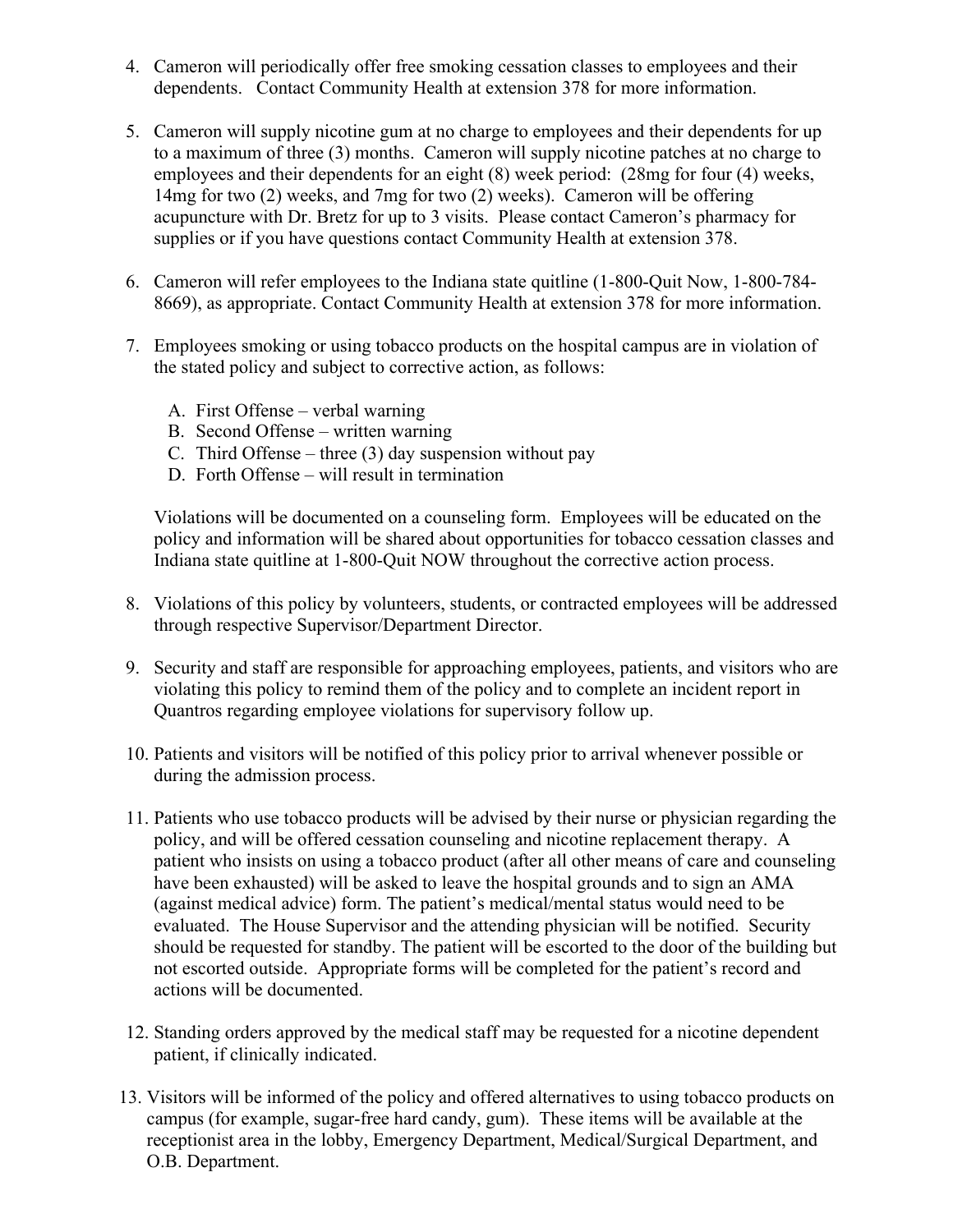4. Cameron will periodically offer free smoking cessation classes to employees and their dependents. Contact Community Health at extension 378 for more information.

5. Cameron will supply nicotine gum at no charge to employees and their dependents for up to a maximum of three (3) months. Cameron will supply nicotine patches at no charge to employees and their dependents for an eight (8) week period: (28mg for four (4) weeks, 14mg for two (2) weeks, and 7mg for two (2) weeks). Cameron will be offering acupuncture with Dr. Bretz for up to 3 visits. Please contact Cameron's pharmacy for supplies or if you have questions contact Community Health at extension 378.

6. Cameron will refer employees to the Indiana state quitline (1-800-Quit Now, 1-800-784-8669), as appropriate. Contact Community Health at extension 378 for more information.

7. Employees smoking or using tobacco products on the hospital campus are in violation of the stated policy and subject to corrective action, as follows:

   A. First Offense – verbal warning
   B. Second Offense – written warning
   C. Third Offense – three (3) day suspension without pay
   D. Forth Offense – will result in termination

   Violations will be documented on a counseling form. Employees will be educated on the policy and information will be shared about opportunities for tobacco cessation classes and Indiana state quitline at 1-800-Quit NOW throughout the corrective action process.

8. Violations of this policy by volunteers, students, or contracted employees will be addressed through respective Supervisor/Department Director.

9. Security and staff are responsible for approaching employees, patients, and visitors who are violating this policy to remind them of the policy and to complete an incident report in Quantros regarding employee violations for supervisory follow up.

10. Patients and visitors will be notified of this policy prior to arrival whenever possible or during the admission process.

11. Patients who use tobacco products will be advised by their nurse or physician regarding the policy, and will be offered cessation counseling and nicotine replacement therapy. A patient who insists on using a tobacco product (after all other means of care and counseling have been exhausted) will be asked to leave the hospital grounds and to sign an AMA (against medical advice) form. The patient's medical/mental status would need to be evaluated. The House Supervisor and the attending physician will be notified. Security should be requested for standby. The patient will be escorted to the door of the building but not escorted outside. Appropriate forms will be completed for the patient's record and actions will be documented.

12. Standing orders approved by the medical staff may be requested for a nicotine dependent patient, if clinically indicated.

13. Visitors will be informed of the policy and offered alternatives to using tobacco products on campus (for example, sugar-free hard candy, gum). These items will be available at the receptionist area in the lobby, Emergency Department, Medical/Surgical Department, and O.B. Department.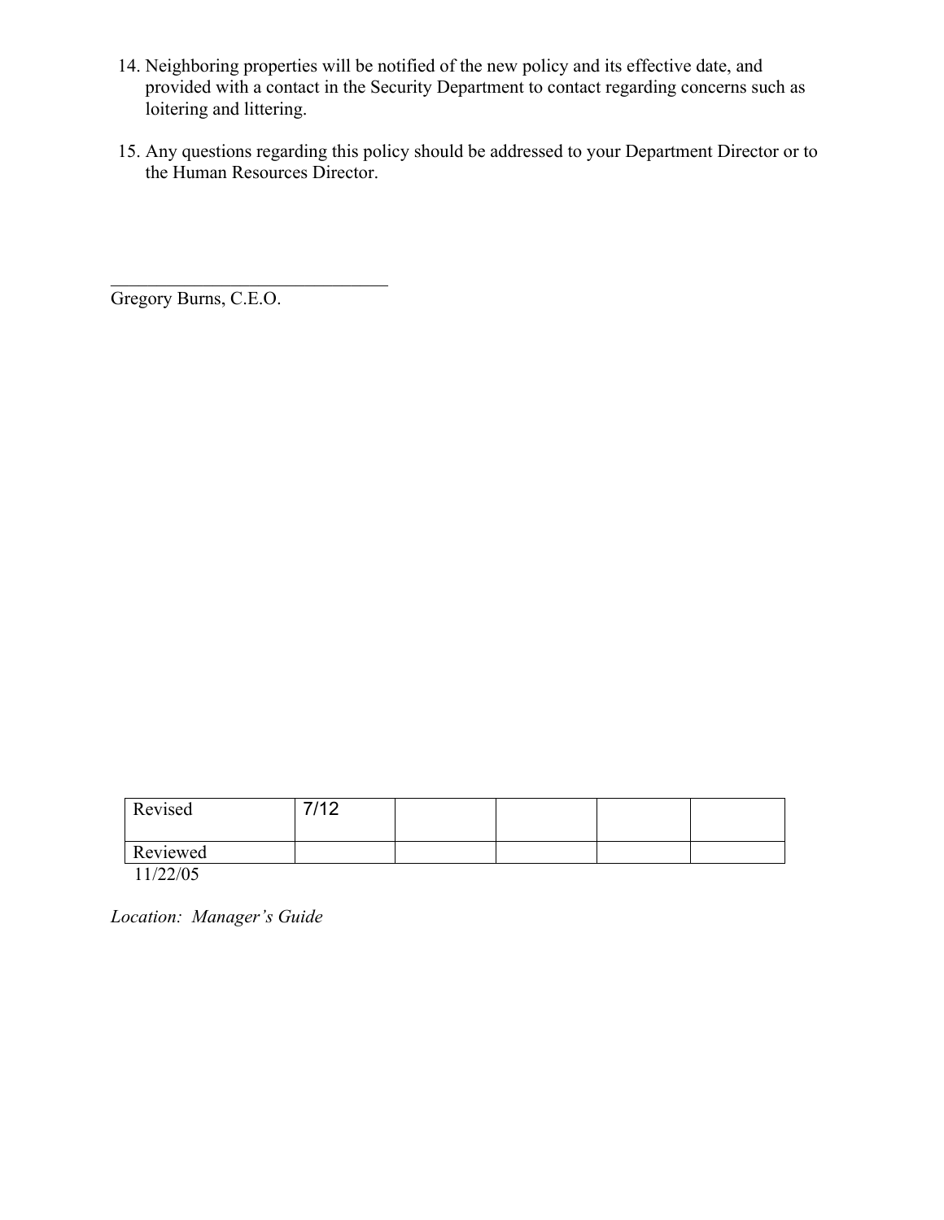14. Neighboring properties will be notified of the new policy and its effective date, and provided with a contact in the Security Department to contact regarding concerns such as loitering and littering.

15. Any questions regarding this policy should be addressed to your Department Director or to the Human Resources Director.

\_\_\_\_\_\_\_\_\_\_\_\_\_\_\_\_\_\_\_\_\_\_\_\_\_\_\_\_\_\_\_\_

Gregory Burns, C.E.O.

| | | | | | |
|---|---|---|---|---|---|
| Revised | 7/12 | | | | |
| Reviewed | | | | | |

11/22/05

*Location: Manager's Guide*